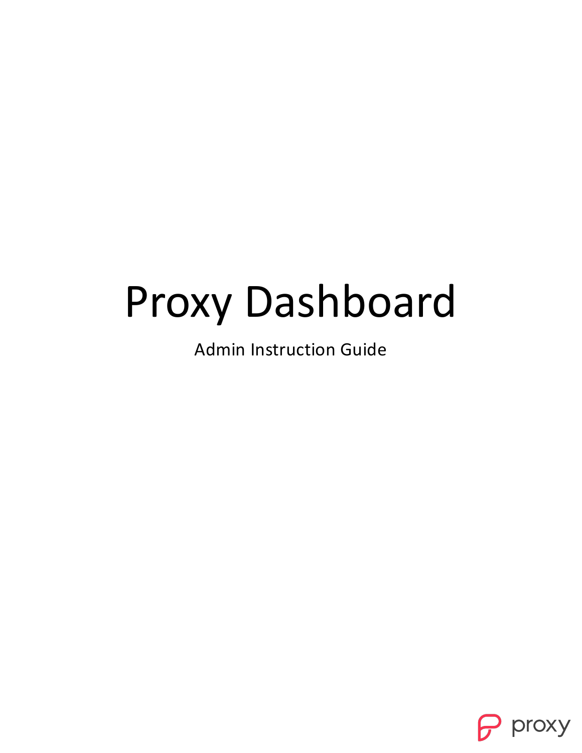# Proxy Dashboard

Admin Instruction Guide

proxy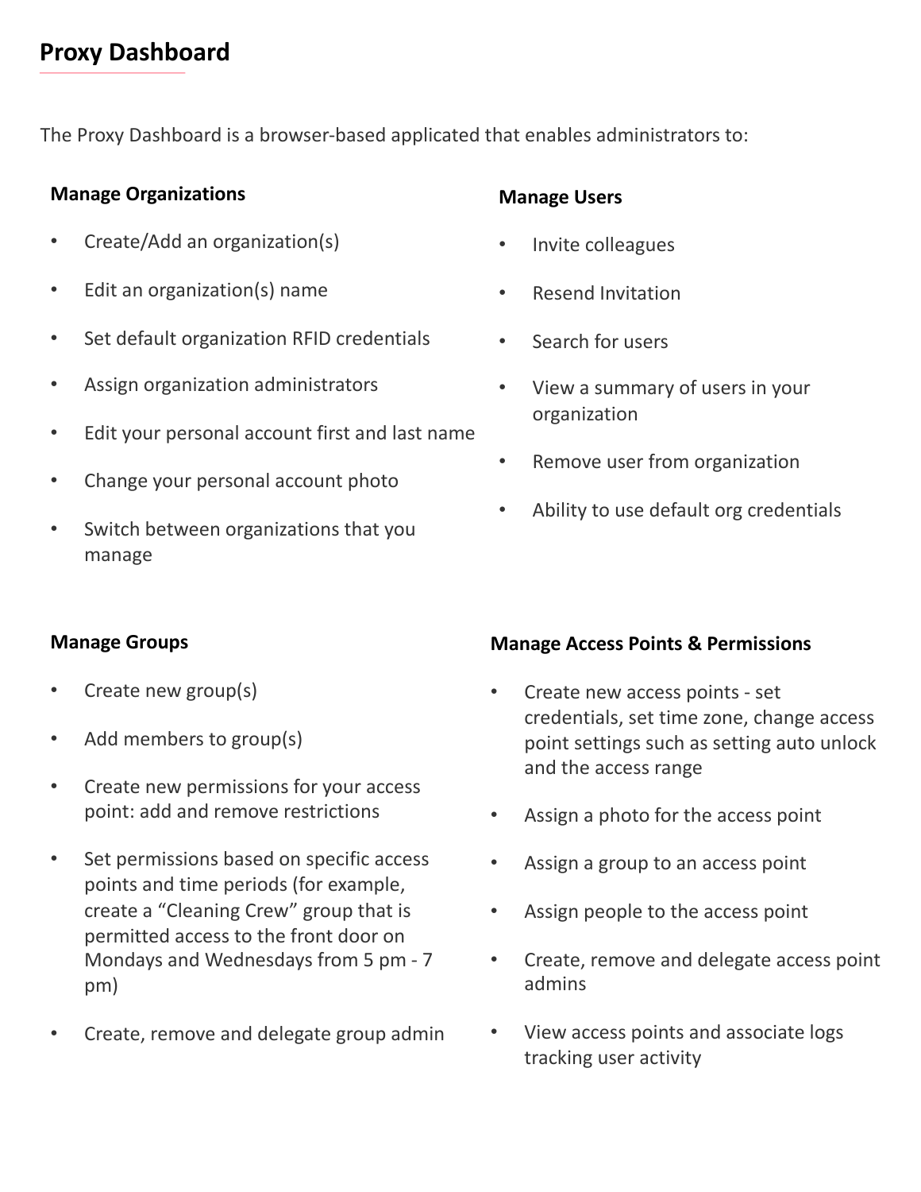## Proxy Dashboard

The Proxy Dashboard is a browser-based applicated that enables administrators to:

### Manage Organizations

- Create/Add an organization(s)
- Edit an organization(s) name
- Set default organization RFID credentials
- Assign organization administrators
- Edit your personal account first and last name
- Change your personal account photo
- Switch between organizations that you manage

### Manage Users

- Invite colleagues
- Resend Invitation
- Search for users
- View a summary of users in your organization
- Remove user from organization
- Ability to use default org credentials

### Manage Groups

- Create new group(s)
- Add members to group(s)
- Create new permissions for your access point: add and remove restrictions
- Set permissions based on specific access points and time periods (for example, create a “Cleaning Crew” group that is permitted access to the front door on Mondays and Wednesdays from 5 pm - 7 pm)
- Create, remove and delegate group admin

### Manage Access Points & Permissions

- Create new access points - set credentials, set time zone, change access point settings such as setting auto unlock and the access range
- Assign a photo for the access point
- Assign a group to an access point
- Assign people to the access point
- Create, remove and delegate access point admins
- View access points and associate logs tracking user activity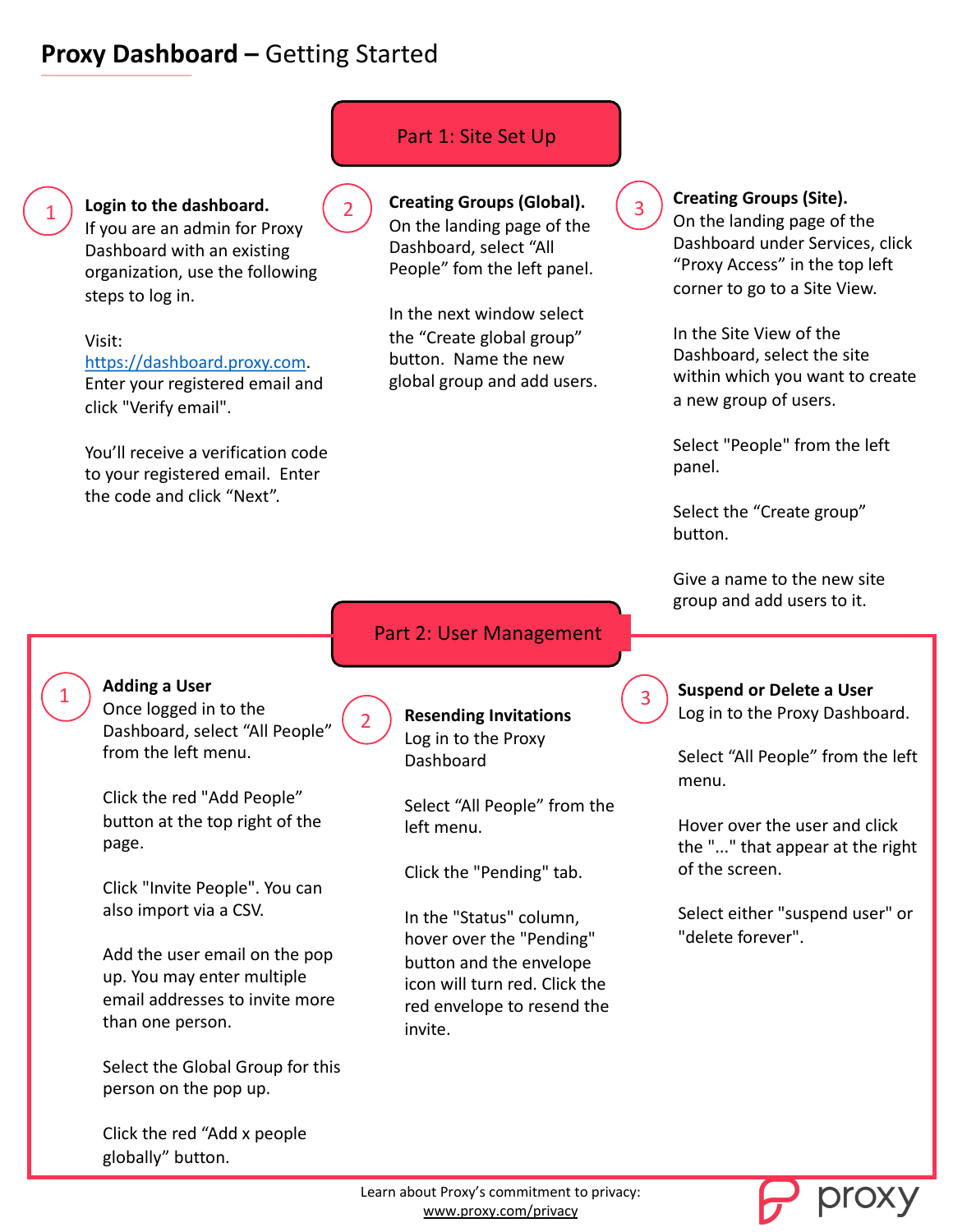# **Proxy Dashboard –** Getting Started

## Part 1: Site Set Up

### 1. Login to the dashboard.

If you are an admin for Proxy Dashboard with an existing organization, use the following steps to log in.

Visit: https://dashboard.proxy.com. Enter your registered email and click "Verify email".

You'll receive a verification code to your registered email. Enter the code and click "Next".

### 2. Creating Groups (Global).

On the landing page of the Dashboard, select "All People" fom the left panel.

In the next window select the "Create global group" button. Name the new global group and add users.

### 3. Creating Groups (Site).

On the landing page of the Dashboard under Services, click "Proxy Access" in the top left corner to go to a Site View.

In the Site View of the Dashboard, select the site within which you want to create a new group of users.

Select "People" from the left panel.

Select the "Create group" button.

Give a name to the new site group and add users to it.

## Part 2: User Management

### 1. Adding a User

Once logged in to the Dashboard, select "All People" from the left menu.

Click the red "Add People" button at the top right of the page.

Click "Invite People". You can also import via a CSV.

Add the user email on the pop up. You may enter multiple email addresses to invite more than one person.

Select the Global Group for this person on the pop up.

Click the red "Add x people globally" button.

### 2. Resending Invitations

Log in to the Proxy Dashboard

Select "All People" from the left menu.

Click the "Pending" tab.

In the "Status" column, hover over the "Pending" button and the envelope icon will turn red. Click the red envelope to resend the invite.

### 3. Suspend or Delete a User

Log in to the Proxy Dashboard.

Select "All People" from the left menu.

Hover over the user and click the "..." that appear at the right of the screen.

Select either "suspend user" or "delete forever".

Learn about Proxy's commitment to privacy: www.proxy.com/privacy

proxy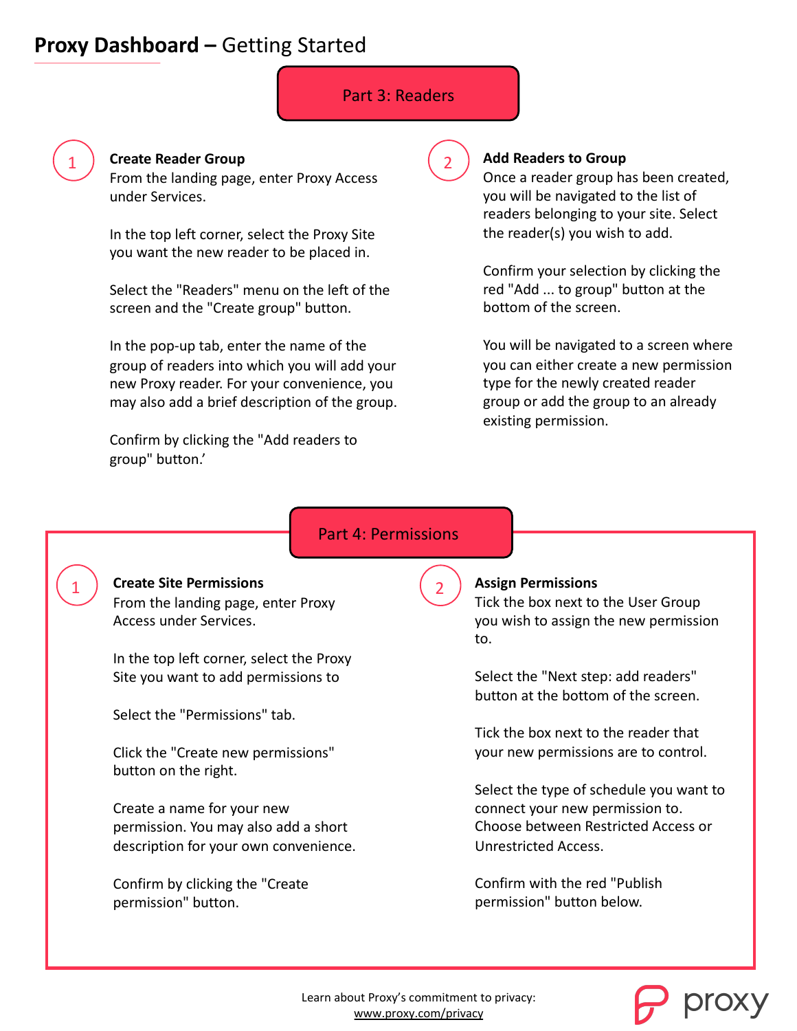# **Proxy Dashboard –** Getting Started

## Part 3: Readers

### 1 Create Reader Group

From the landing page, enter Proxy Access under Services.

In the top left corner, select the Proxy Site you want the new reader to be placed in.

Select the "Readers" menu on the left of the screen and the "Create group" button.

In the pop-up tab, enter the name of the group of readers into which you will add your new Proxy reader. For your convenience, you may also add a brief description of the group.

Confirm by clicking the "Add readers to group" button.'

### 2 Add Readers to Group

Once a reader group has been created, you will be navigated to the list of readers belonging to your site. Select the reader(s) you wish to add.

Confirm your selection by clicking the red "Add ... to group" button at the bottom of the screen.

You will be navigated to a screen where you can either create a new permission type for the newly created reader group or add the group to an already existing permission.

## Part 4: Permissions

### 1 Create Site Permissions

From the landing page, enter Proxy Access under Services.

In the top left corner, select the Proxy Site you want to add permissions to

Select the "Permissions" tab.

Click the "Create new permissions" button on the right.

Create a name for your new permission. You may also add a short description for your own convenience.

Confirm by clicking the "Create permission" button.

### 2 Assign Permissions

Tick the box next to the User Group you wish to assign the new permission to.

Select the "Next step: add readers" button at the bottom of the screen.

Tick the box next to the reader that your new permissions are to control.

Select the type of schedule you want to connect your new permission to. Choose between Restricted Access or Unrestricted Access.

Confirm with the red "Publish permission" button below.

Learn about Proxy's commitment to privacy:
www.proxy.com/privacy

proxy